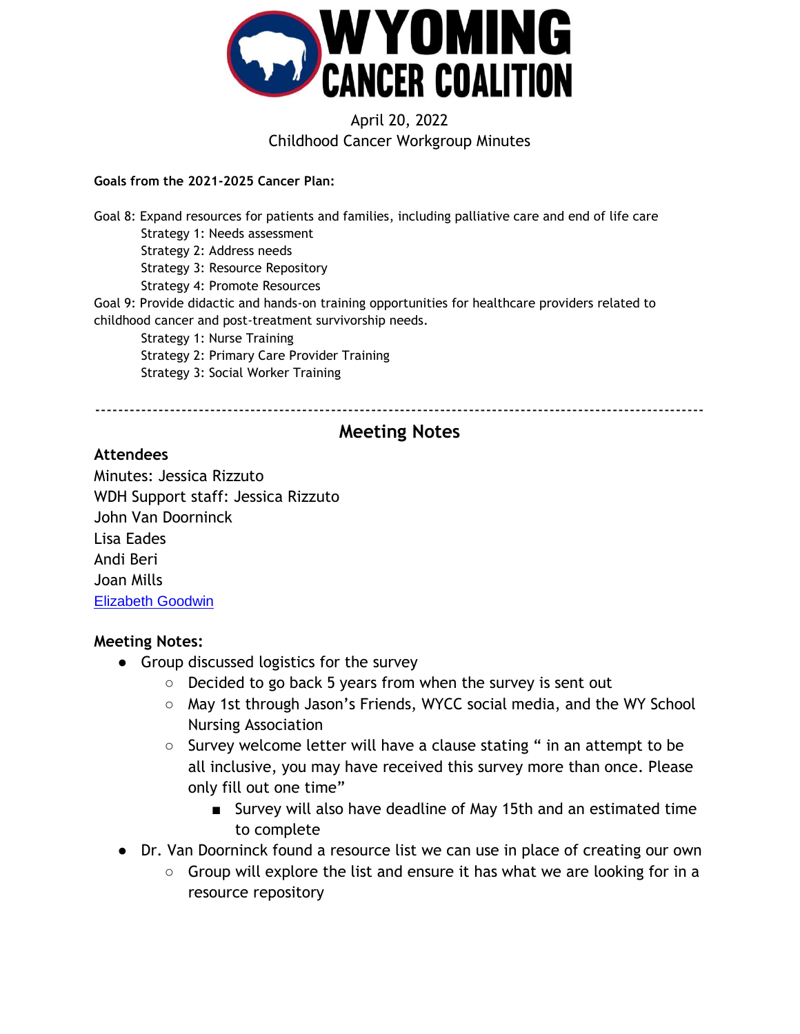# WYOMING CANCER COALITION

April 20, 2022
Childhood Cancer Workgroup Minutes

**Goals from the 2021-2025 Cancer Plan:**

Goal 8: Expand resources for patients and families, including palliative care and end of life care
- Strategy 1: Needs assessment
- Strategy 2: Address needs
- Strategy 3: Resource Repository
- Strategy 4: Promote Resources

Goal 9: Provide didactic and hands-on training opportunities for healthcare providers related to childhood cancer and post-treatment survivorship needs.
- Strategy 1: Nurse Training
- Strategy 2: Primary Care Provider Training
- Strategy 3: Social Worker Training

---

## Meeting Notes

**Attendees**

Minutes: Jessica Rizzuto
WDH Support staff: Jessica Rizzuto
John Van Doorninck
Lisa Eades
Andi Beri
Joan Mills
Elizabeth Goodwin

**Meeting Notes:**

- Group discussed logistics for the survey
  - Decided to go back 5 years from when the survey is sent out
  - May 1st through Jason's Friends, WYCC social media, and the WY School Nursing Association
  - Survey welcome letter will have a clause stating " in an attempt to be all inclusive, you may have received this survey more than once. Please only fill out one time"
    - Survey will also have deadline of May 15th and an estimated time to complete
- Dr. Van Doorninck found a resource list we can use in place of creating our own
  - Group will explore the list and ensure it has what we are looking for in a resource repository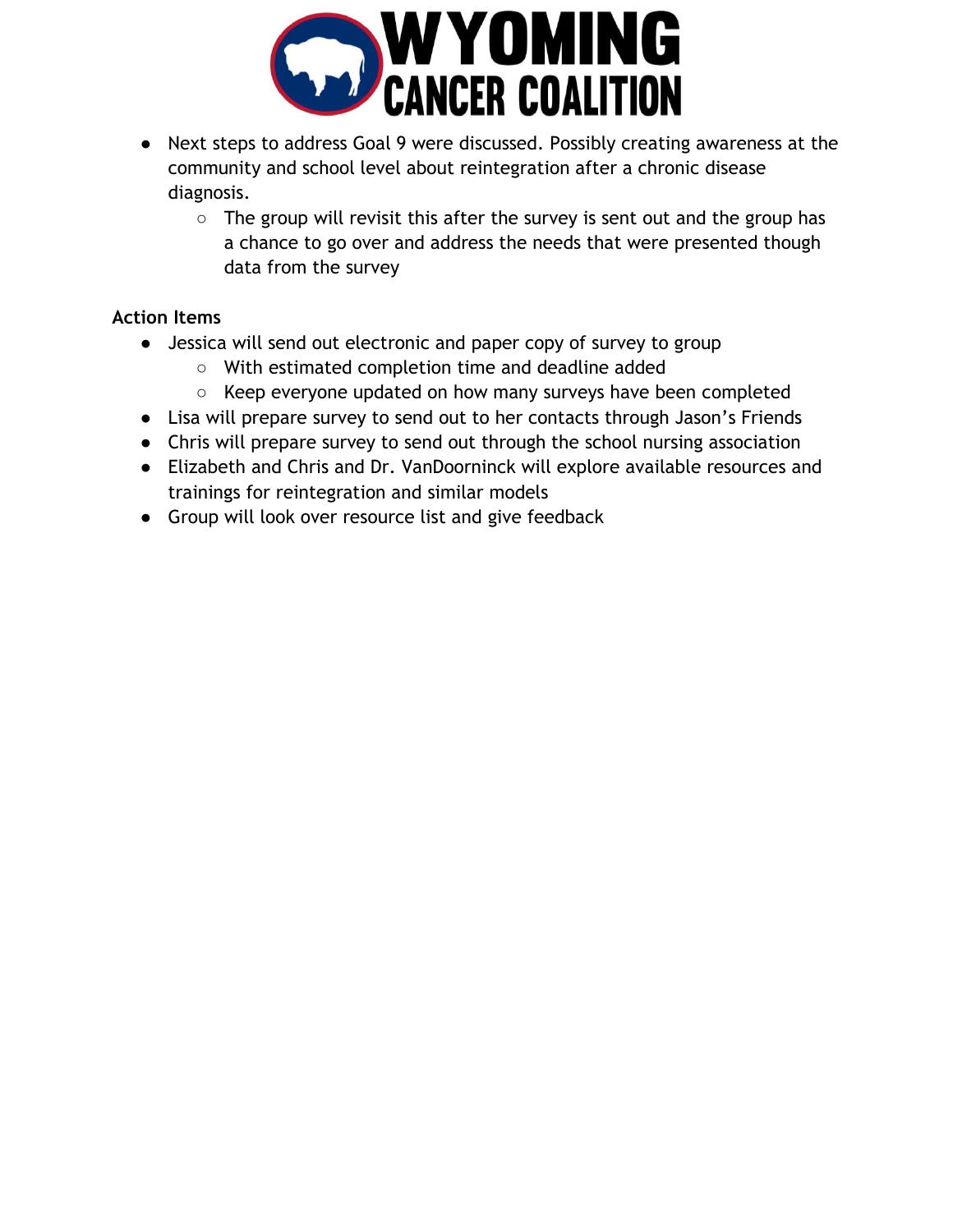- Next steps to address Goal 9 were discussed. Possibly creating awareness at the community and school level about reintegration after a chronic disease diagnosis.
    - The group will revisit this after the survey is sent out and the group has a chance to go over and address the needs that were presented though data from the survey

**Action Items**

- Jessica will send out electronic and paper copy of survey to group
    - With estimated completion time and deadline added
    - Keep everyone updated on how many surveys have been completed
- Lisa will prepare survey to send out to her contacts through Jason's Friends
- Chris will prepare survey to send out through the school nursing association
- Elizabeth and Chris and Dr. VanDoorninck will explore available resources and trainings for reintegration and similar models
- Group will look over resource list and give feedback